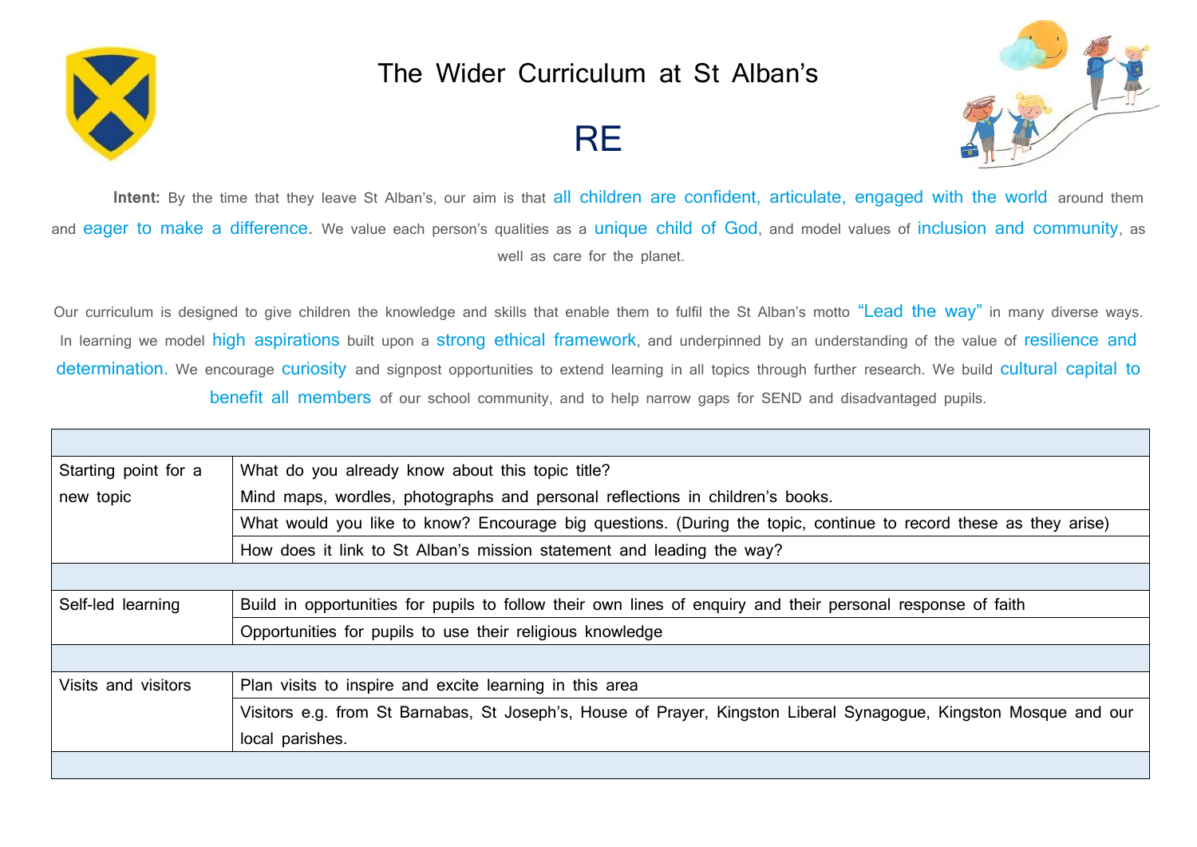# The Wider Curriculum at St Alban's

## RE

**Intent:** By the time that they leave St Alban's, our aim is that all children are confident, articulate, engaged with the world around them and eager to make a difference. We value each person's qualities as a unique child of God, and model values of inclusion and community, as well as care for the planet.

Our curriculum is designed to give children the knowledge and skills that enable them to fulfil the St Alban's motto "Lead the way" in many diverse ways. In learning we model high aspirations built upon a strong ethical framework, and underpinned by an understanding of the value of resilience and determination. We encourage curiosity and signpost opportunities to extend learning in all topics through further research. We build cultural capital to benefit all members of our school community, and to help narrow gaps for SEND and disadvantaged pupils.

| | |
|---|---|
| Starting point for a new topic | What do you already know about this topic title?<br>Mind maps, wordles, photographs and personal reflections in children's books. |
| | What would you like to know? Encourage big questions. (During the topic, continue to record these as they arise) |
| | How does it link to St Alban's mission statement and leading the way? |
| | |
| Self-led learning | Build in opportunities for pupils to follow their own lines of enquiry and their personal response of faith |
| | Opportunities for pupils to use their religious knowledge |
| | |
| Visits and visitors | Plan visits to inspire and excite learning in this area |
| | Visitors e.g. from St Barnabas, St Joseph's, House of Prayer, Kingston Liberal Synagogue, Kingston Mosque and our local parishes. |
| | |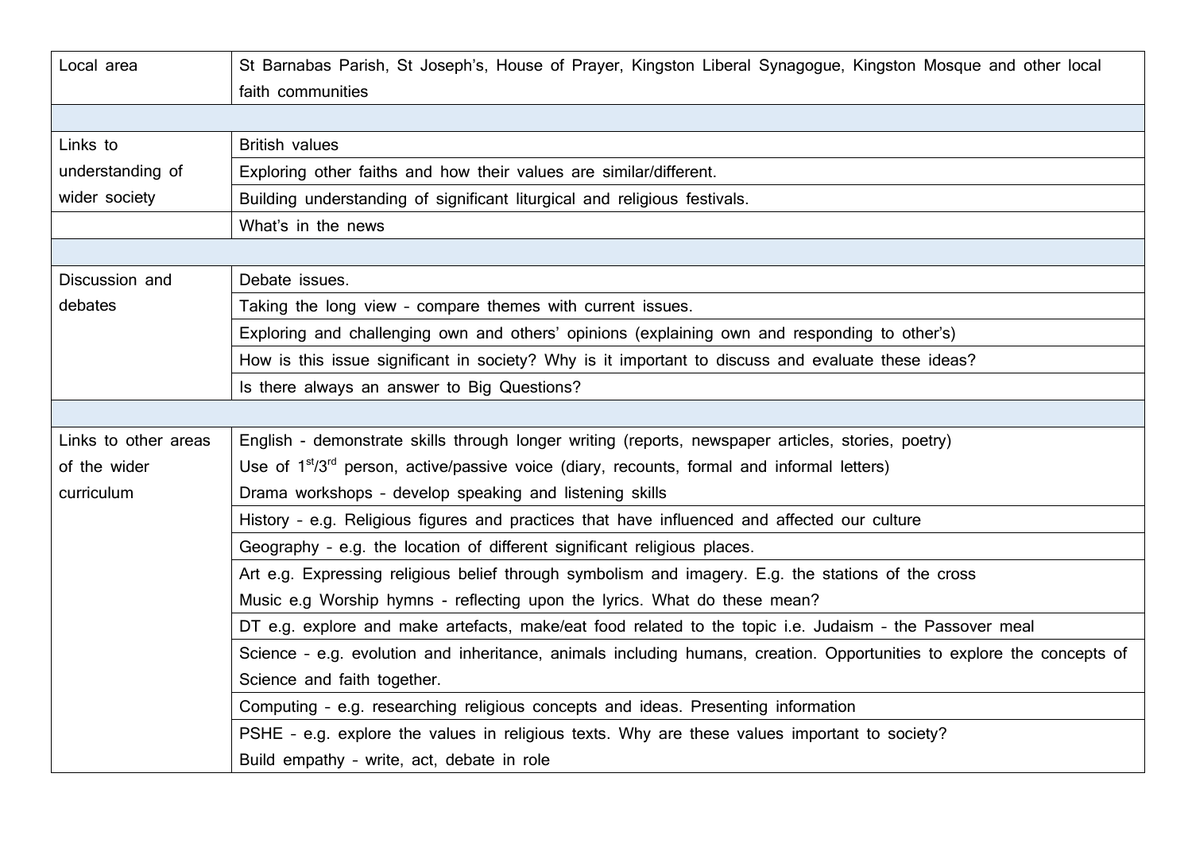| | |
|---|---|
| Local area | St Barnabas Parish, St Joseph's, House of Prayer, Kingston Liberal Synagogue, Kingston Mosque and other local faith communities |
| | |
| Links to understanding of wider society | British values |
| | Exploring other faiths and how their values are similar/different. |
| | Building understanding of significant liturgical and religious festivals. |
| | What's in the news |
| | |
| Discussion and debates | Debate issues. |
| | Taking the long view – compare themes with current issues. |
| | Exploring and challenging own and others' opinions (explaining own and responding to other's) |
| | How is this issue significant in society? Why is it important to discuss and evaluate these ideas? |
| | Is there always an answer to Big Questions? |
| | |
| Links to other areas of the wider curriculum | English - demonstrate skills through longer writing (reports, newspaper articles, stories, poetry)<br>Use of 1st/3rd person, active/passive voice (diary, recounts, formal and informal letters)<br>Drama workshops – develop speaking and listening skills |
| | History – e.g. Religious figures and practices that have influenced and affected our culture |
| | Geography – e.g. the location of different significant religious places. |
| | Art e.g. Expressing religious belief through symbolism and imagery. E.g. the stations of the cross<br>Music e.g Worship hymns - reflecting upon the lyrics. What do these mean? |
| | DT e.g. explore and make artefacts, make/eat food related to the topic i.e. Judaism – the Passover meal |
| | Science – e.g. evolution and inheritance, animals including humans, creation. Opportunities to explore the concepts of Science and faith together. |
| | Computing – e.g. researching religious concepts and ideas. Presenting information |
| | PSHE – e.g. explore the values in religious texts. Why are these values important to society?<br>Build empathy – write, act, debate in role |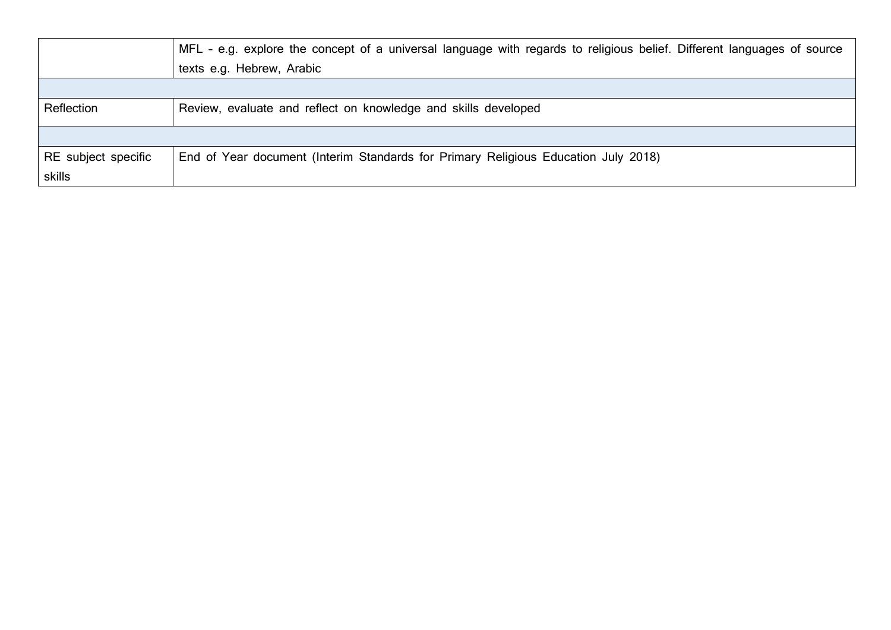| | |
|---|---|
| | MFL – e.g. explore the concept of a universal language with regards to religious belief. Different languages of source texts e.g. Hebrew, Arabic |
| | |
| Reflection | Review, evaluate and reflect on knowledge and skills developed |
| | |
| RE subject specific skills | End of Year document (Interim Standards for Primary Religious Education July 2018) |